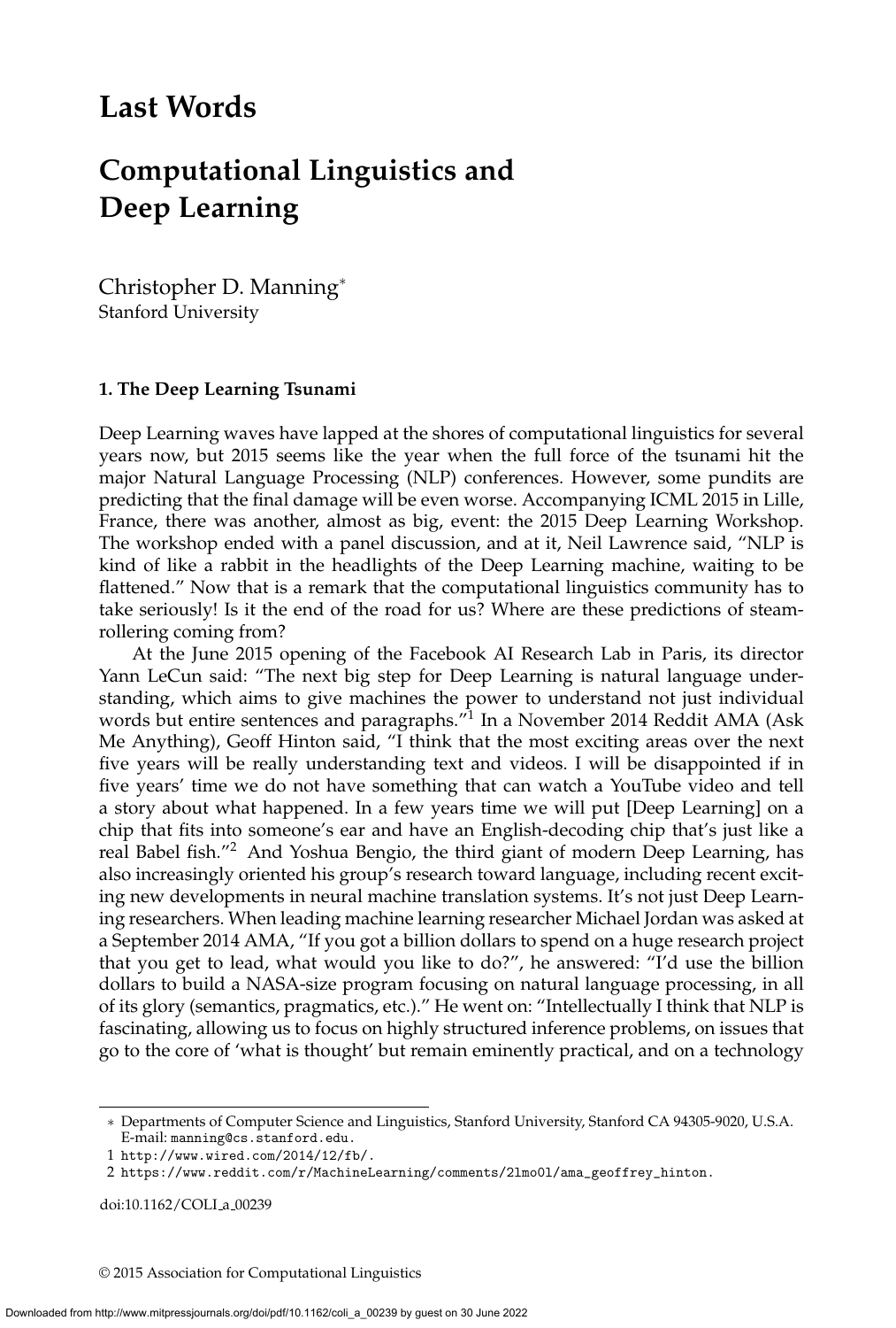# Last Words

# Computational Linguistics and Deep Learning

Christopher D. Manning*
Stanford University

### 1. The Deep Learning Tsunami

Deep Learning waves have lapped at the shores of computational linguistics for several years now, but 2015 seems like the year when the full force of the tsunami hit the major Natural Language Processing (NLP) conferences. However, some pundits are predicting that the final damage will be even worse. Accompanying ICML 2015 in Lille, France, there was another, almost as big, event: the 2015 Deep Learning Workshop. The workshop ended with a panel discussion, and at it, Neil Lawrence said, "NLP is kind of like a rabbit in the headlights of the Deep Learning machine, waiting to be flattened." Now that is a remark that the computational linguistics community has to take seriously! Is it the end of the road for us? Where are these predictions of steamrollering coming from?

At the June 2015 opening of the Facebook AI Research Lab in Paris, its director Yann LeCun said: "The next big step for Deep Learning is natural language understanding, which aims to give machines the power to understand not just individual words but entire sentences and paragraphs."[1] In a November 2014 Reddit AMA (Ask Me Anything), Geoff Hinton said, "I think that the most exciting areas over the next five years will be really understanding text and videos. I will be disappointed if in five years' time we do not have something that can watch a YouTube video and tell a story about what happened. In a few years time we will put [Deep Learning] on a chip that fits into someone's ear and have an English-decoding chip that's just like a real Babel fish."[2] And Yoshua Bengio, the third giant of modern Deep Learning, has also increasingly oriented his group's research toward language, including recent exciting new developments in neural machine translation systems. It's not just Deep Learning researchers. When leading machine learning researcher Michael Jordan was asked at a September 2014 AMA, "If you got a billion dollars to spend on a huge research project that you get to lead, what would you like to do?", he answered: "I'd use the billion dollars to build a NASA-size program focusing on natural language processing, in all of its glory (semantics, pragmatics, etc.)." He went on: "Intellectually I think that NLP is fascinating, allowing us to focus on highly structured inference problems, on issues that go to the core of 'what is thought' but remain eminently practical, and on a technology

---

* Departments of Computer Science and Linguistics, Stanford University, Stanford CA 94305-9020, U.S.A. E-mail: manning@cs.stanford.edu.

1 http://www.wired.com/2014/12/fb/.

2 https://www.reddit.com/r/MachineLearning/comments/2lmo0l/ama_geoffrey_hinton.

doi:10.1162/COLI_a_00239

© 2015 Association for Computational Linguistics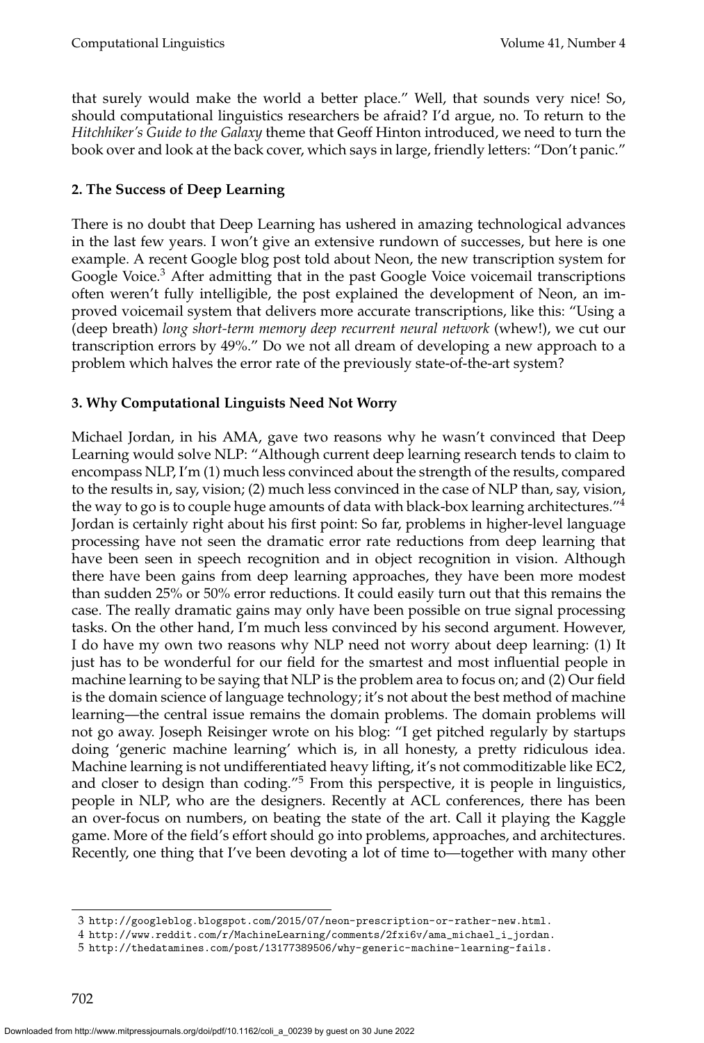that surely would make the world a better place." Well, that sounds very nice! So, should computational linguistics researchers be afraid? I'd argue, no. To return to the *Hitchhiker's Guide to the Galaxy* theme that Geoff Hinton introduced, we need to turn the book over and look at the back cover, which says in large, friendly letters: "Don't panic."

## 2. The Success of Deep Learning

There is no doubt that Deep Learning has ushered in amazing technological advances in the last few years. I won't give an extensive rundown of successes, but here is one example. A recent Google blog post told about Neon, the new transcription system for Google Voice.[3] After admitting that in the past Google Voice voicemail transcriptions often weren't fully intelligible, the post explained the development of Neon, an improved voicemail system that delivers more accurate transcriptions, like this: "Using a (deep breath) *long short-term memory deep recurrent neural network* (whew!), we cut our transcription errors by 49%." Do we not all dream of developing a new approach to a problem which halves the error rate of the previously state-of-the-art system?

## 3. Why Computational Linguists Need Not Worry

Michael Jordan, in his AMA, gave two reasons why he wasn't convinced that Deep Learning would solve NLP: "Although current deep learning research tends to claim to encompass NLP, I'm (1) much less convinced about the strength of the results, compared to the results in, say, vision; (2) much less convinced in the case of NLP than, say, vision, the way to go is to couple huge amounts of data with black-box learning architectures."[4] Jordan is certainly right about his first point: So far, problems in higher-level language processing have not seen the dramatic error rate reductions from deep learning that have been seen in speech recognition and in object recognition in vision. Although there have been gains from deep learning approaches, they have been more modest than sudden 25% or 50% error reductions. It could easily turn out that this remains the case. The really dramatic gains may only have been possible on true signal processing tasks. On the other hand, I'm much less convinced by his second argument. However, I do have my own two reasons why NLP need not worry about deep learning: (1) It just has to be wonderful for our field for the smartest and most influential people in machine learning to be saying that NLP is the problem area to focus on; and (2) Our field is the domain science of language technology; it's not about the best method of machine learning—the central issue remains the domain problems. The domain problems will not go away. Joseph Reisinger wrote on his blog: "I get pitched regularly by startups doing 'generic machine learning' which is, in all honesty, a pretty ridiculous idea. Machine learning is not undifferentiated heavy lifting, it's not commoditizable like EC2, and closer to design than coding."[5] From this perspective, it is people in linguistics, people in NLP, who are the designers. Recently at ACL conferences, there has been an over-focus on numbers, on beating the state of the art. Call it playing the Kaggle game. More of the field's effort should go into problems, approaches, and architectures. Recently, one thing that I've been devoting a lot of time to—together with many other

---

3 http://googleblog.blogspot.com/2015/07/neon-prescription-or-rather-new.html.

4 http://www.reddit.com/r/MachineLearning/comments/2fxi6v/ama_michael_i_jordan.

5 http://thedatamines.com/post/13177389506/why-generic-machine-learning-fails.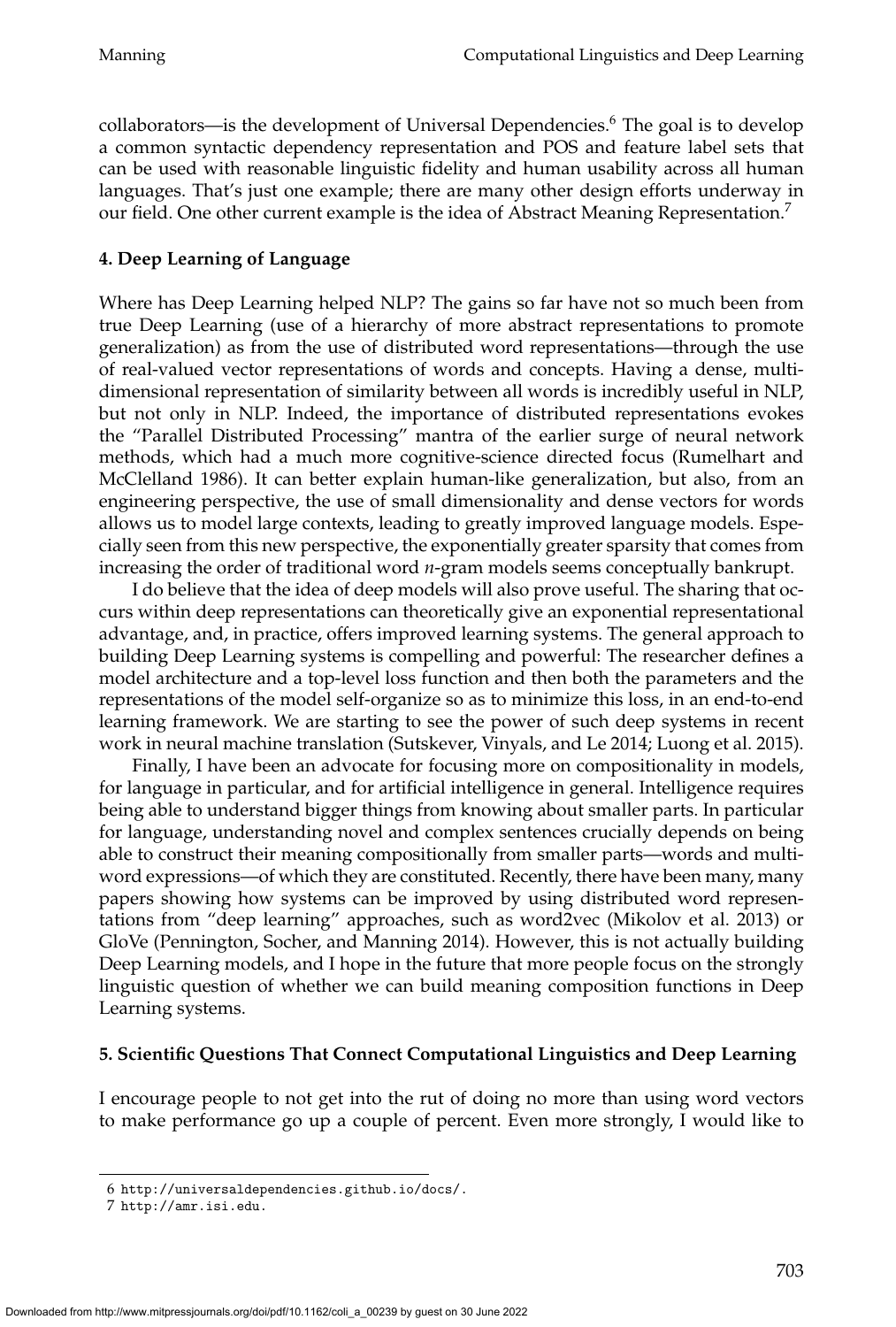collaborators—is the development of Universal Dependencies.[6] The goal is to develop a common syntactic dependency representation and POS and feature label sets that can be used with reasonable linguistic fidelity and human usability across all human languages. That's just one example; there are many other design efforts underway in our field. One other current example is the idea of Abstract Meaning Representation.[7]

## 4. Deep Learning of Language

Where has Deep Learning helped NLP? The gains so far have not so much been from true Deep Learning (use of a hierarchy of more abstract representations to promote generalization) as from the use of distributed word representations—through the use of real-valued vector representations of words and concepts. Having a dense, multi-dimensional representation of similarity between all words is incredibly useful in NLP, but not only in NLP. Indeed, the importance of distributed representations evokes the "Parallel Distributed Processing" mantra of the earlier surge of neural network methods, which had a much more cognitive-science directed focus (Rumelhart and McClelland 1986). It can better explain human-like generalization, but also, from an engineering perspective, the use of small dimensionality and dense vectors for words allows us to model large contexts, leading to greatly improved language models. Especially seen from this new perspective, the exponentially greater sparsity that comes from increasing the order of traditional word *n*-gram models seems conceptually bankrupt.

I do believe that the idea of deep models will also prove useful. The sharing that occurs within deep representations can theoretically give an exponential representational advantage, and, in practice, offers improved learning systems. The general approach to building Deep Learning systems is compelling and powerful: The researcher defines a model architecture and a top-level loss function and then both the parameters and the representations of the model self-organize so as to minimize this loss, in an end-to-end learning framework. We are starting to see the power of such deep systems in recent work in neural machine translation (Sutskever, Vinyals, and Le 2014; Luong et al. 2015).

Finally, I have been an advocate for focusing more on compositionality in models, for language in particular, and for artificial intelligence in general. Intelligence requires being able to understand bigger things from knowing about smaller parts. In particular for language, understanding novel and complex sentences crucially depends on being able to construct their meaning compositionally from smaller parts—words and multi-word expressions—of which they are constituted. Recently, there have been many, many papers showing how systems can be improved by using distributed word representations from "deep learning" approaches, such as word2vec (Mikolov et al. 2013) or GloVe (Pennington, Socher, and Manning 2014). However, this is not actually building Deep Learning models, and I hope in the future that more people focus on the strongly linguistic question of whether we can build meaning composition functions in Deep Learning systems.

## 5. Scientific Questions That Connect Computational Linguistics and Deep Learning

I encourage people to not get into the rut of doing no more than using word vectors to make performance go up a couple of percent. Even more strongly, I would like to

6 http://universaldependencies.github.io/docs/.

7 http://amr.isi.edu.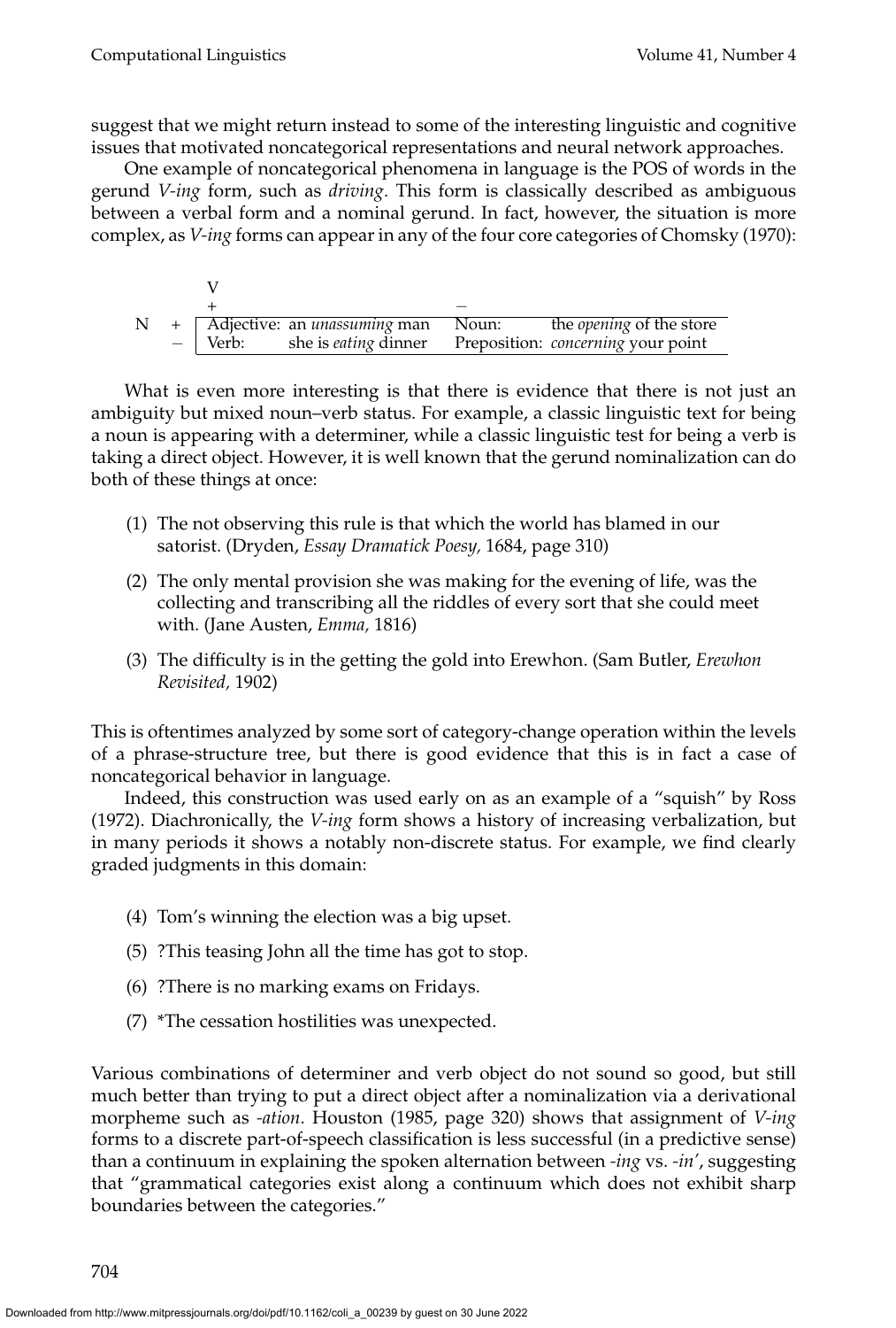suggest that we might return instead to some of the interesting linguistic and cognitive issues that motivated noncategorical representations and neural network approaches.

One example of noncategorical phenomena in language is the POS of words in the gerund *V-ing* form, such as *driving*. This form is classically described as ambiguous between a verbal form and a nominal gerund. In fact, however, the situation is more complex, as *V-ing* forms can appear in any of the four core categories of Chomsky (1970):

| | | V + | | V − | |
|---|---|---|---|---|---|
| N | + | Adjective: | an *unassuming* man | Noun: | the *opening* of the store |
| | − | Verb: | she is *eating* dinner | Preposition: | *concerning* your point |

What is even more interesting is that there is evidence that there is not just an ambiguity but mixed noun–verb status. For example, a classic linguistic text for being a noun is appearing with a determiner, while a classic linguistic test for being a verb is taking a direct object. However, it is well known that the gerund nominalization can do both of these things at once:

(1) The not observing this rule is that which the world has blamed in our satorist. (Dryden, *Essay Dramatick Poesy,* 1684, page 310)

(2) The only mental provision she was making for the evening of life, was the collecting and transcribing all the riddles of every sort that she could meet with. (Jane Austen, *Emma,* 1816)

(3) The difficulty is in the getting the gold into Erewhon. (Sam Butler, *Erewhon Revisited,* 1902)

This is oftentimes analyzed by some sort of category-change operation within the levels of a phrase-structure tree, but there is good evidence that this is in fact a case of noncategorical behavior in language.

Indeed, this construction was used early on as an example of a "squish" by Ross (1972). Diachronically, the *V-ing* form shows a history of increasing verbalization, but in many periods it shows a notably non-discrete status. For example, we find clearly graded judgments in this domain:

(4) Tom's winning the election was a big upset.

(5) ?This teasing John all the time has got to stop.

(6) ?There is no marking exams on Fridays.

(7) *The cessation hostilities was unexpected.

Various combinations of determiner and verb object do not sound so good, but still much better than trying to put a direct object after a nominalization via a derivational morpheme such as *-ation*. Houston (1985, page 320) shows that assignment of *V-ing* forms to a discrete part-of-speech classification is less successful (in a predictive sense) than a continuum in explaining the spoken alternation between *-ing* vs. *-in'*, suggesting that "grammatical categories exist along a continuum which does not exhibit sharp boundaries between the categories."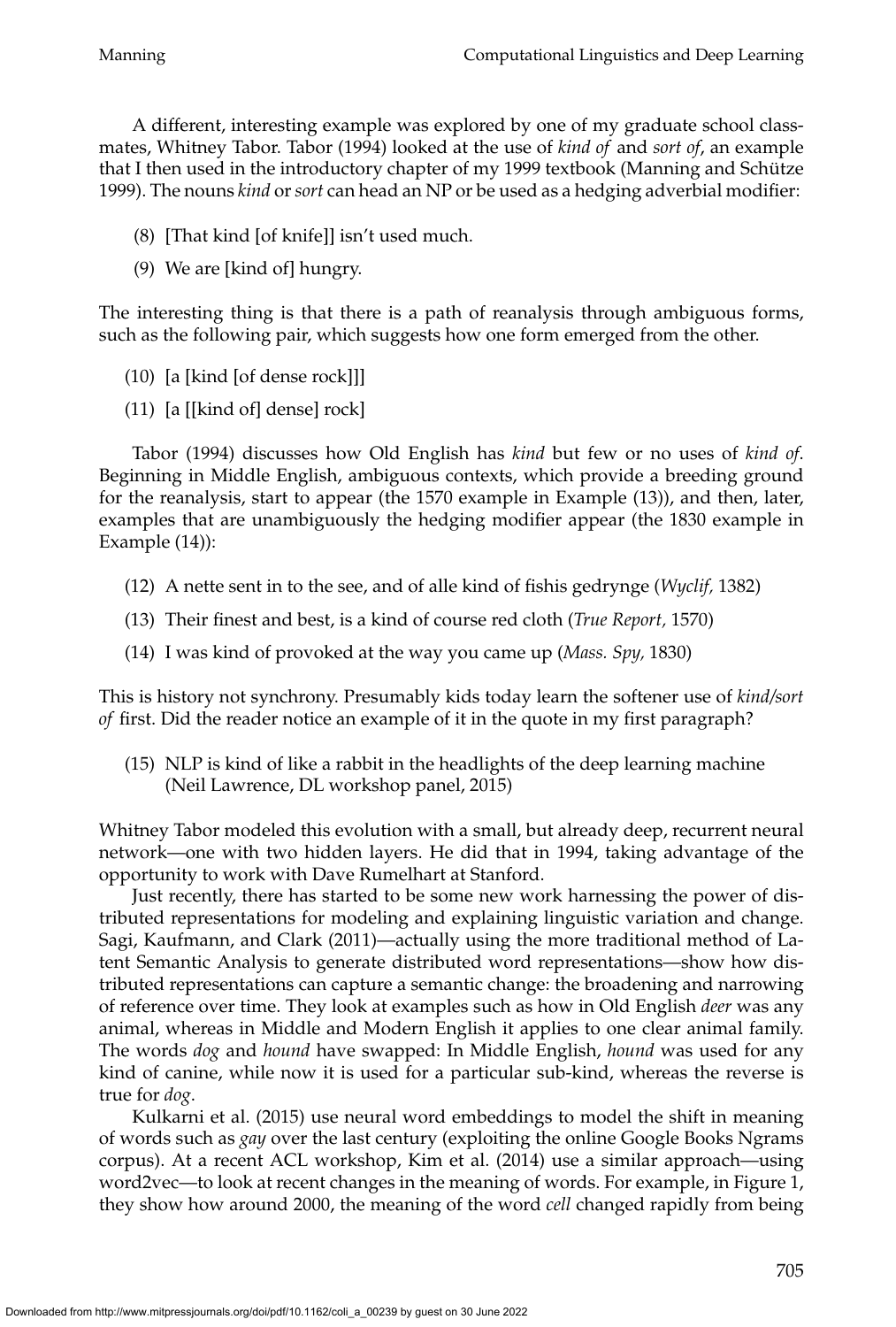A different, interesting example was explored by one of my graduate school classmates, Whitney Tabor. Tabor (1994) looked at the use of *kind of* and *sort of*, an example that I then used in the introductory chapter of my 1999 textbook (Manning and Schütze 1999). The nouns *kind* or *sort* can head an NP or be used as a hedging adverbial modifier:

(8) [That kind [of knife]] isn't used much.

(9) We are [kind of] hungry.

The interesting thing is that there is a path of reanalysis through ambiguous forms, such as the following pair, which suggests how one form emerged from the other.

(10) [a [kind [of dense rock]]]

(11) [a [[kind of] dense] rock]

Tabor (1994) discusses how Old English has *kind* but few or no uses of *kind of*. Beginning in Middle English, ambiguous contexts, which provide a breeding ground for the reanalysis, start to appear (the 1570 example in Example (13)), and then, later, examples that are unambiguously the hedging modifier appear (the 1830 example in Example (14)):

(12) A nette sent in to the see, and of alle kind of fishis gedrynge (*Wyclif,* 1382)

(13) Their finest and best, is a kind of course red cloth (*True Report,* 1570)

(14) I was kind of provoked at the way you came up (*Mass. Spy,* 1830)

This is history not synchrony. Presumably kids today learn the softener use of *kind/sort of* first. Did the reader notice an example of it in the quote in my first paragraph?

(15) NLP is kind of like a rabbit in the headlights of the deep learning machine (Neil Lawrence, DL workshop panel, 2015)

Whitney Tabor modeled this evolution with a small, but already deep, recurrent neural network—one with two hidden layers. He did that in 1994, taking advantage of the opportunity to work with Dave Rumelhart at Stanford.

Just recently, there has started to be some new work harnessing the power of distributed representations for modeling and explaining linguistic variation and change. Sagi, Kaufmann, and Clark (2011)—actually using the more traditional method of Latent Semantic Analysis to generate distributed word representations—show how distributed representations can capture a semantic change: the broadening and narrowing of reference over time. They look at examples such as how in Old English *deer* was any animal, whereas in Middle and Modern English it applies to one clear animal family. The words *dog* and *hound* have swapped: In Middle English, *hound* was used for any kind of canine, while now it is used for a particular sub-kind, whereas the reverse is true for *dog*.

Kulkarni et al. (2015) use neural word embeddings to model the shift in meaning of words such as *gay* over the last century (exploiting the online Google Books Ngrams corpus). At a recent ACL workshop, Kim et al. (2014) use a similar approach—using word2vec—to look at recent changes in the meaning of words. For example, in Figure 1, they show how around 2000, the meaning of the word *cell* changed rapidly from being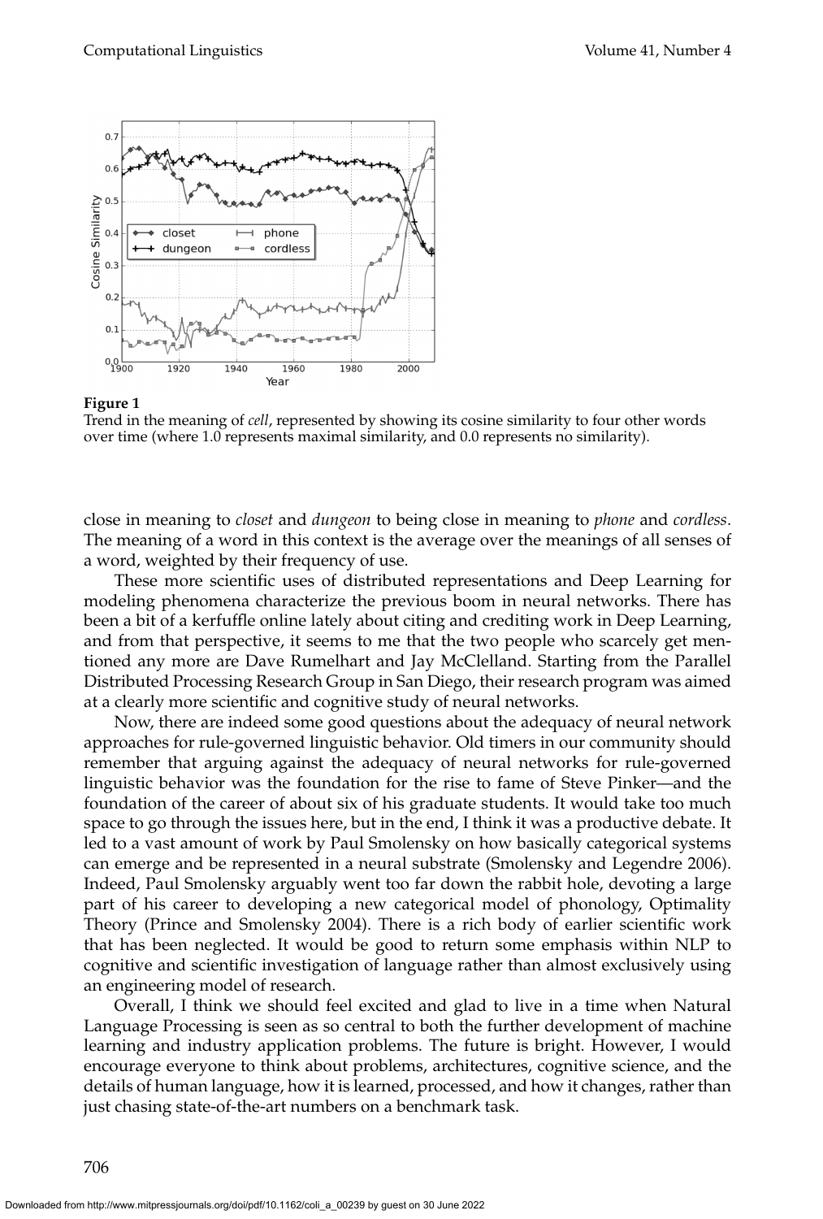**Figure 1**
Trend in the meaning of *cell*, represented by showing its cosine similarity to four other words over time (where 1.0 represents maximal similarity, and 0.0 represents no similarity).

close in meaning to *closet* and *dungeon* to being close in meaning to *phone* and *cordless*. The meaning of a word in this context is the average over the meanings of all senses of a word, weighted by their frequency of use.

These more scientific uses of distributed representations and Deep Learning for modeling phenomena characterize the previous boom in neural networks. There has been a bit of a kerfuffle online lately about citing and crediting work in Deep Learning, and from that perspective, it seems to me that the two people who scarcely get mentioned any more are Dave Rumelhart and Jay McClelland. Starting from the Parallel Distributed Processing Research Group in San Diego, their research program was aimed at a clearly more scientific and cognitive study of neural networks.

Now, there are indeed some good questions about the adequacy of neural network approaches for rule-governed linguistic behavior. Old timers in our community should remember that arguing against the adequacy of neural networks for rule-governed linguistic behavior was the foundation for the rise to fame of Steve Pinker—and the foundation of the career of about six of his graduate students. It would take too much space to go through the issues here, but in the end, I think it was a productive debate. It led to a vast amount of work by Paul Smolensky on how basically categorical systems can emerge and be represented in a neural substrate (Smolensky and Legendre 2006). Indeed, Paul Smolensky arguably went too far down the rabbit hole, devoting a large part of his career to developing a new categorical model of phonology, Optimality Theory (Prince and Smolensky 2004). There is a rich body of earlier scientific work that has been neglected. It would be good to return some emphasis within NLP to cognitive and scientific investigation of language rather than almost exclusively using an engineering model of research.

Overall, I think we should feel excited and glad to live in a time when Natural Language Processing is seen as so central to both the further development of machine learning and industry application problems. The future is bright. However, I would encourage everyone to think about problems, architectures, cognitive science, and the details of human language, how it is learned, processed, and how it changes, rather than just chasing state-of-the-art numbers on a benchmark task.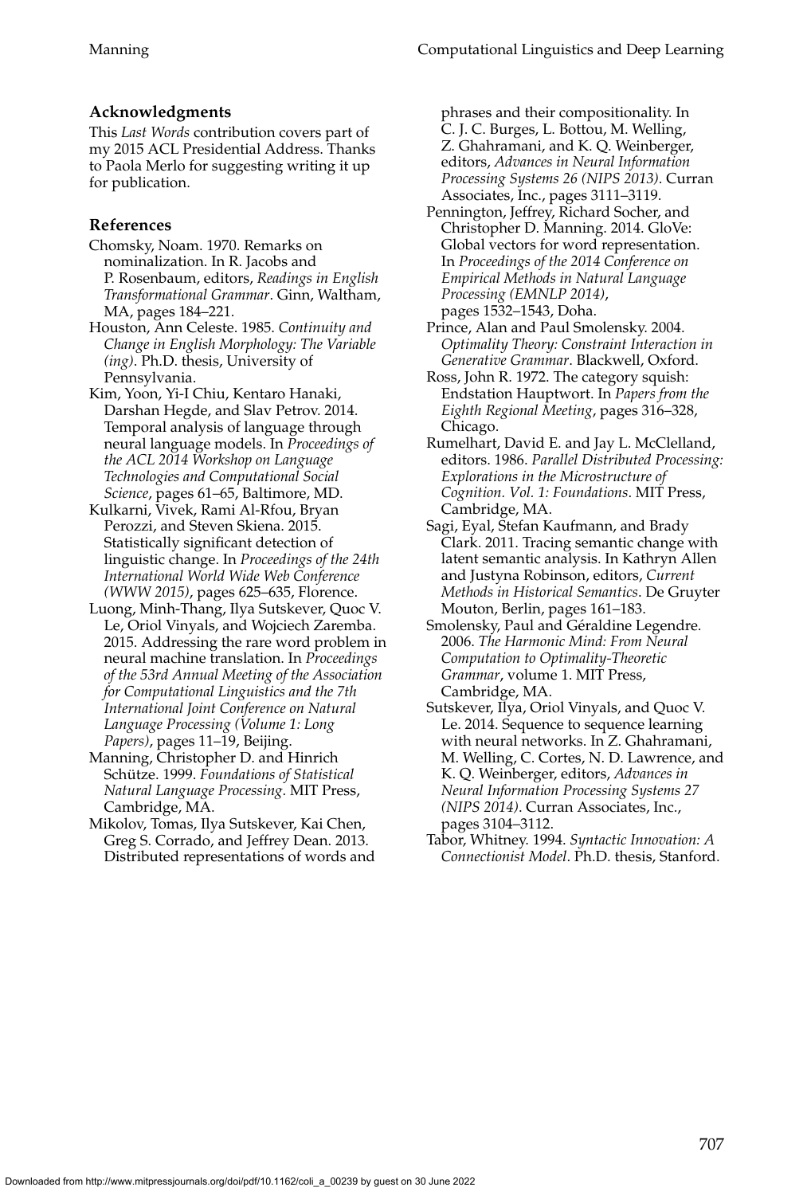## Acknowledgments

This *Last Words* contribution covers part of my 2015 ACL Presidential Address. Thanks to Paola Merlo for suggesting writing it up for publication.

## References

Chomsky, Noam. 1970. Remarks on nominalization. In R. Jacobs and P. Rosenbaum, editors, *Readings in English Transformational Grammar*. Ginn, Waltham, MA, pages 184–221.

Houston, Ann Celeste. 1985. *Continuity and Change in English Morphology: The Variable (ing)*. Ph.D. thesis, University of Pennsylvania.

Kim, Yoon, Yi-I Chiu, Kentaro Hanaki, Darshan Hegde, and Slav Petrov. 2014. Temporal analysis of language through neural language models. In *Proceedings of the ACL 2014 Workshop on Language Technologies and Computational Social Science*, pages 61–65, Baltimore, MD.

Kulkarni, Vivek, Rami Al-Rfou, Bryan Perozzi, and Steven Skiena. 2015. Statistically significant detection of linguistic change. In *Proceedings of the 24th International World Wide Web Conference (WWW 2015)*, pages 625–635, Florence.

Luong, Minh-Thang, Ilya Sutskever, Quoc V. Le, Oriol Vinyals, and Wojciech Zaremba. 2015. Addressing the rare word problem in neural machine translation. In *Proceedings of the 53rd Annual Meeting of the Association for Computational Linguistics and the 7th International Joint Conference on Natural Language Processing (Volume 1: Long Papers)*, pages 11–19, Beijing.

Manning, Christopher D. and Hinrich Schütze. 1999. *Foundations of Statistical Natural Language Processing*. MIT Press, Cambridge, MA.

Mikolov, Tomas, Ilya Sutskever, Kai Chen, Greg S. Corrado, and Jeffrey Dean. 2013. Distributed representations of words and phrases and their compositionality. In C. J. C. Burges, L. Bottou, M. Welling, Z. Ghahramani, and K. Q. Weinberger, editors, *Advances in Neural Information Processing Systems 26 (NIPS 2013)*. Curran Associates, Inc., pages 3111–3119.

Pennington, Jeffrey, Richard Socher, and Christopher D. Manning. 2014. GloVe: Global vectors for word representation. In *Proceedings of the 2014 Conference on Empirical Methods in Natural Language Processing (EMNLP 2014)*, pages 1532–1543, Doha.

Prince, Alan and Paul Smolensky. 2004. *Optimality Theory: Constraint Interaction in Generative Grammar*. Blackwell, Oxford.

Ross, John R. 1972. The category squish: Endstation Hauptwort. In *Papers from the Eighth Regional Meeting*, pages 316–328, Chicago.

Rumelhart, David E. and Jay L. McClelland, editors. 1986. *Parallel Distributed Processing: Explorations in the Microstructure of Cognition. Vol. 1: Foundations*. MIT Press, Cambridge, MA.

Sagi, Eyal, Stefan Kaufmann, and Brady Clark. 2011. Tracing semantic change with latent semantic analysis. In Kathryn Allen and Justyna Robinson, editors, *Current Methods in Historical Semantics*. De Gruyter Mouton, Berlin, pages 161–183.

Smolensky, Paul and Géraldine Legendre. 2006. *The Harmonic Mind: From Neural Computation to Optimality-Theoretic Grammar*, volume 1. MIT Press, Cambridge, MA.

Sutskever, Ilya, Oriol Vinyals, and Quoc V. Le. 2014. Sequence to sequence learning with neural networks. In Z. Ghahramani, M. Welling, C. Cortes, N. D. Lawrence, and K. Q. Weinberger, editors, *Advances in Neural Information Processing Systems 27 (NIPS 2014)*. Curran Associates, Inc., pages 3104–3112.

Tabor, Whitney. 1994. *Syntactic Innovation: A Connectionist Model*. Ph.D. thesis, Stanford.